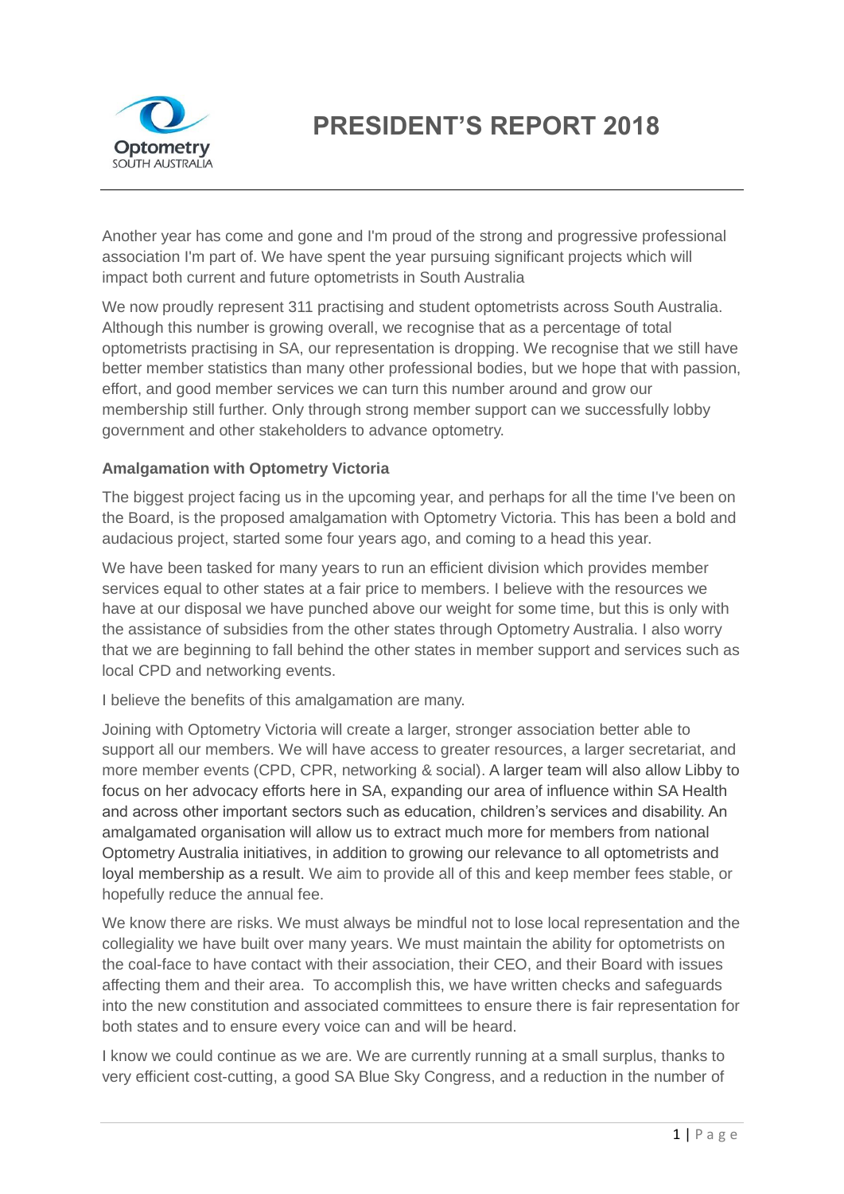# PRESIDENT'S REPORT 2018

Another year has come and gone and I'm proud of the strong and progressive professional association I'm part of. We have spent the year pursuing significant projects which will impact both current and future optometrists in South Australia

We now proudly represent 311 practising and student optometrists across South Australia. Although this number is growing overall, we recognise that as a percentage of total optometrists practising in SA, our representation is dropping. We recognise that we still have better member statistics than many other professional bodies, but we hope that with passion, effort, and good member services we can turn this number around and grow our membership still further. Only through strong member support can we successfully lobby government and other stakeholders to advance optometry.

**Amalgamation with Optometry Victoria**

The biggest project facing us in the upcoming year, and perhaps for all the time I've been on the Board, is the proposed amalgamation with Optometry Victoria. This has been a bold and audacious project, started some four years ago, and coming to a head this year.

We have been tasked for many years to run an efficient division which provides member services equal to other states at a fair price to members. I believe with the resources we have at our disposal we have punched above our weight for some time, but this is only with the assistance of subsidies from the other states through Optometry Australia. I also worry that we are beginning to fall behind the other states in member support and services such as local CPD and networking events.

I believe the benefits of this amalgamation are many.

Joining with Optometry Victoria will create a larger, stronger association better able to support all our members. We will have access to greater resources, a larger secretariat, and more member events (CPD, CPR, networking & social). A larger team will also allow Libby to focus on her advocacy efforts here in SA, expanding our area of influence within SA Health and across other important sectors such as education, children's services and disability. An amalgamated organisation will allow us to extract much more for members from national Optometry Australia initiatives, in addition to growing our relevance to all optometrists and loyal membership as a result. We aim to provide all of this and keep member fees stable, or hopefully reduce the annual fee.

We know there are risks. We must always be mindful not to lose local representation and the collegiality we have built over many years. We must maintain the ability for optometrists on the coal-face to have contact with their association, their CEO, and their Board with issues affecting them and their area. To accomplish this, we have written checks and safeguards into the new constitution and associated committees to ensure there is fair representation for both states and to ensure every voice can and will be heard.

I know we could continue as we are. We are currently running at a small surplus, thanks to very efficient cost-cutting, a good SA Blue Sky Congress, and a reduction in the number of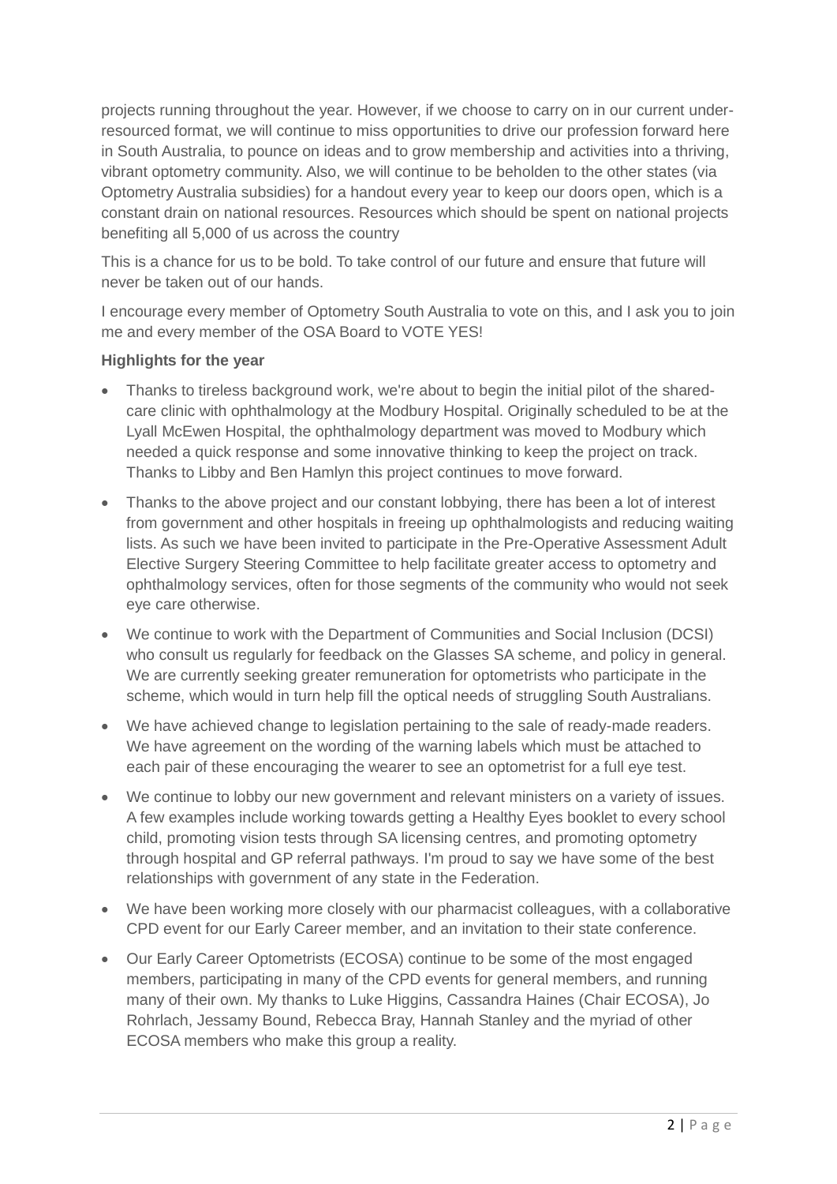projects running throughout the year. However, if we choose to carry on in our current under-resourced format, we will continue to miss opportunities to drive our profession forward here in South Australia, to pounce on ideas and to grow membership and activities into a thriving, vibrant optometry community. Also, we will continue to be beholden to the other states (via Optometry Australia subsidies) for a handout every year to keep our doors open, which is a constant drain on national resources. Resources which should be spent on national projects benefiting all 5,000 of us across the country

This is a chance for us to be bold. To take control of our future and ensure that future will never be taken out of our hands.

I encourage every member of Optometry South Australia to vote on this, and I ask you to join me and every member of the OSA Board to VOTE YES!

**Highlights for the year**

- Thanks to tireless background work, we're about to begin the initial pilot of the shared-care clinic with ophthalmology at the Modbury Hospital. Originally scheduled to be at the Lyall McEwen Hospital, the ophthalmology department was moved to Modbury which needed a quick response and some innovative thinking to keep the project on track. Thanks to Libby and Ben Hamlyn this project continues to move forward.
- Thanks to the above project and our constant lobbying, there has been a lot of interest from government and other hospitals in freeing up ophthalmologists and reducing waiting lists. As such we have been invited to participate in the Pre-Operative Assessment Adult Elective Surgery Steering Committee to help facilitate greater access to optometry and ophthalmology services, often for those segments of the community who would not seek eye care otherwise.
- We continue to work with the Department of Communities and Social Inclusion (DCSI) who consult us regularly for feedback on the Glasses SA scheme, and policy in general. We are currently seeking greater remuneration for optometrists who participate in the scheme, which would in turn help fill the optical needs of struggling South Australians.
- We have achieved change to legislation pertaining to the sale of ready-made readers. We have agreement on the wording of the warning labels which must be attached to each pair of these encouraging the wearer to see an optometrist for a full eye test.
- We continue to lobby our new government and relevant ministers on a variety of issues. A few examples include working towards getting a Healthy Eyes booklet to every school child, promoting vision tests through SA licensing centres, and promoting optometry through hospital and GP referral pathways. I'm proud to say we have some of the best relationships with government of any state in the Federation.
- We have been working more closely with our pharmacist colleagues, with a collaborative CPD event for our Early Career member, and an invitation to their state conference.
- Our Early Career Optometrists (ECOSA) continue to be some of the most engaged members, participating in many of the CPD events for general members, and running many of their own. My thanks to Luke Higgins, Cassandra Haines (Chair ECOSA), Jo Rohrlach, Jessamy Bound, Rebecca Bray, Hannah Stanley and the myriad of other ECOSA members who make this group a reality.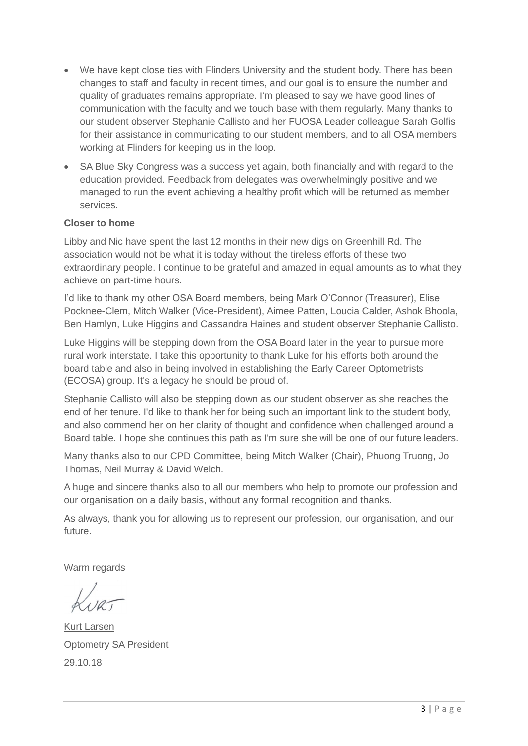- We have kept close ties with Flinders University and the student body. There has been changes to staff and faculty in recent times, and our goal is to ensure the number and quality of graduates remains appropriate. I'm pleased to say we have good lines of communication with the faculty and we touch base with them regularly. Many thanks to our student observer Stephanie Callisto and her FUOSA Leader colleague Sarah Golfis for their assistance in communicating to our student members, and to all OSA members working at Flinders for keeping us in the loop.
- SA Blue Sky Congress was a success yet again, both financially and with regard to the education provided. Feedback from delegates was overwhelmingly positive and we managed to run the event achieving a healthy profit which will be returned as member services.

**Closer to home**

Libby and Nic have spent the last 12 months in their new digs on Greenhill Rd. The association would not be what it is today without the tireless efforts of these two extraordinary people. I continue to be grateful and amazed in equal amounts as to what they achieve on part-time hours.

I'd like to thank my other OSA Board members, being Mark O'Connor (Treasurer), Elise Pocknee-Clem, Mitch Walker (Vice-President), Aimee Patten, Loucia Calder, Ashok Bhoola, Ben Hamlyn, Luke Higgins and Cassandra Haines and student observer Stephanie Callisto.

Luke Higgins will be stepping down from the OSA Board later in the year to pursue more rural work interstate. I take this opportunity to thank Luke for his efforts both around the board table and also in being involved in establishing the Early Career Optometrists (ECOSA) group. It's a legacy he should be proud of.

Stephanie Callisto will also be stepping down as our student observer as she reaches the end of her tenure. I'd like to thank her for being such an important link to the student body, and also commend her on her clarity of thought and confidence when challenged around a Board table. I hope she continues this path as I'm sure she will be one of our future leaders.

Many thanks also to our CPD Committee, being Mitch Walker (Chair), Phuong Truong, Jo Thomas, Neil Murray & David Welch.

A huge and sincere thanks also to all our members who help to promote our profession and our organisation on a daily basis, without any formal recognition and thanks.

As always, thank you for allowing us to represent our profession, our organisation, and our future.

Warm regards

Kurt

Kurt Larsen
Optometry SA President
29.10.18